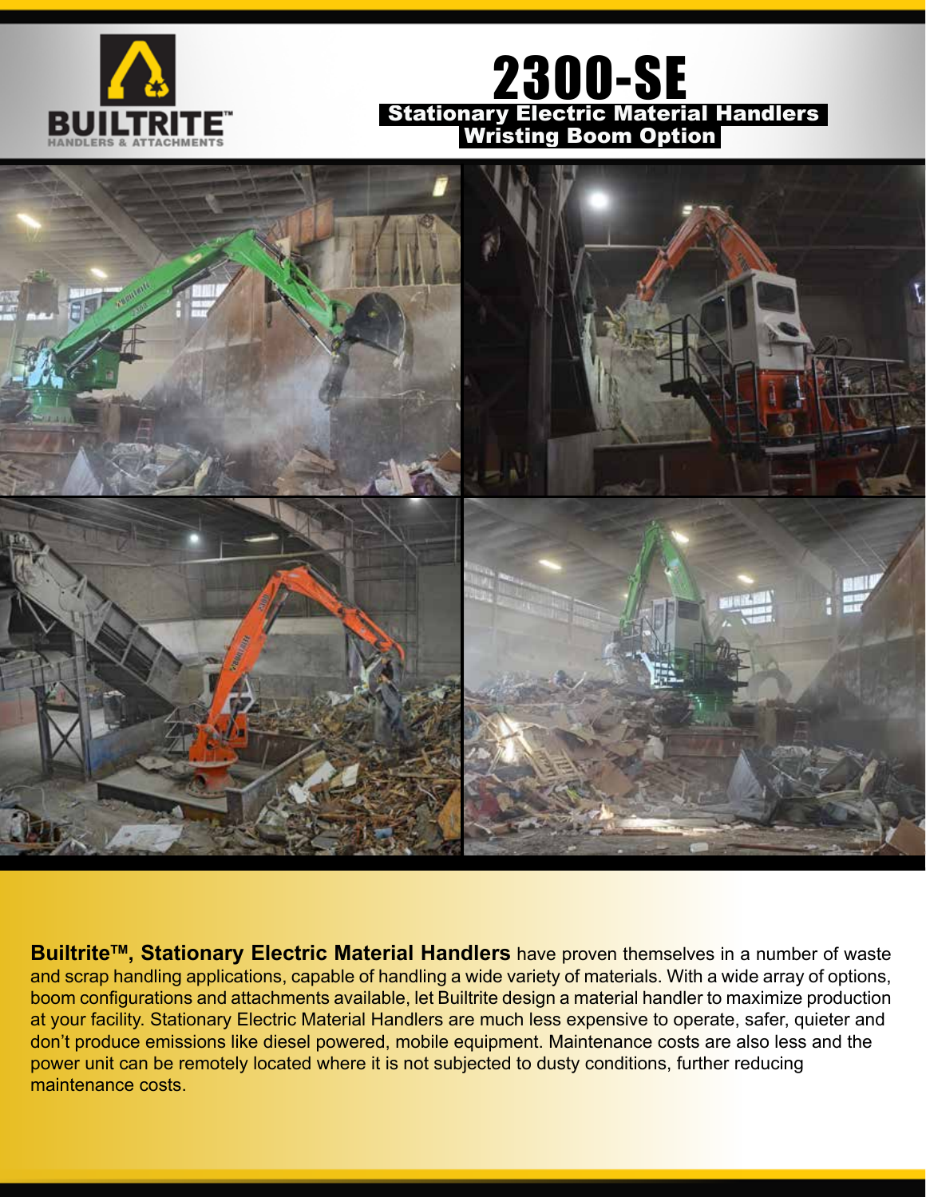BUILTRITE™
HANDLERS & ATTACHMENTS

# 2300-SE

## Stationary Electric Material Handlers
## Wristing Boom Option

**Builtrite™, Stationary Electric Material Handlers** have proven themselves in a number of waste and scrap handling applications, capable of handling a wide variety of materials. With a wide array of options, boom configurations and attachments available, let Builtrite design a material handler to maximize production at your facility. Stationary Electric Material Handlers are much less expensive to operate, safer, quieter and don't produce emissions like diesel powered, mobile equipment. Maintenance costs are also less and the power unit can be remotely located where it is not subjected to dusty conditions, further reducing maintenance costs.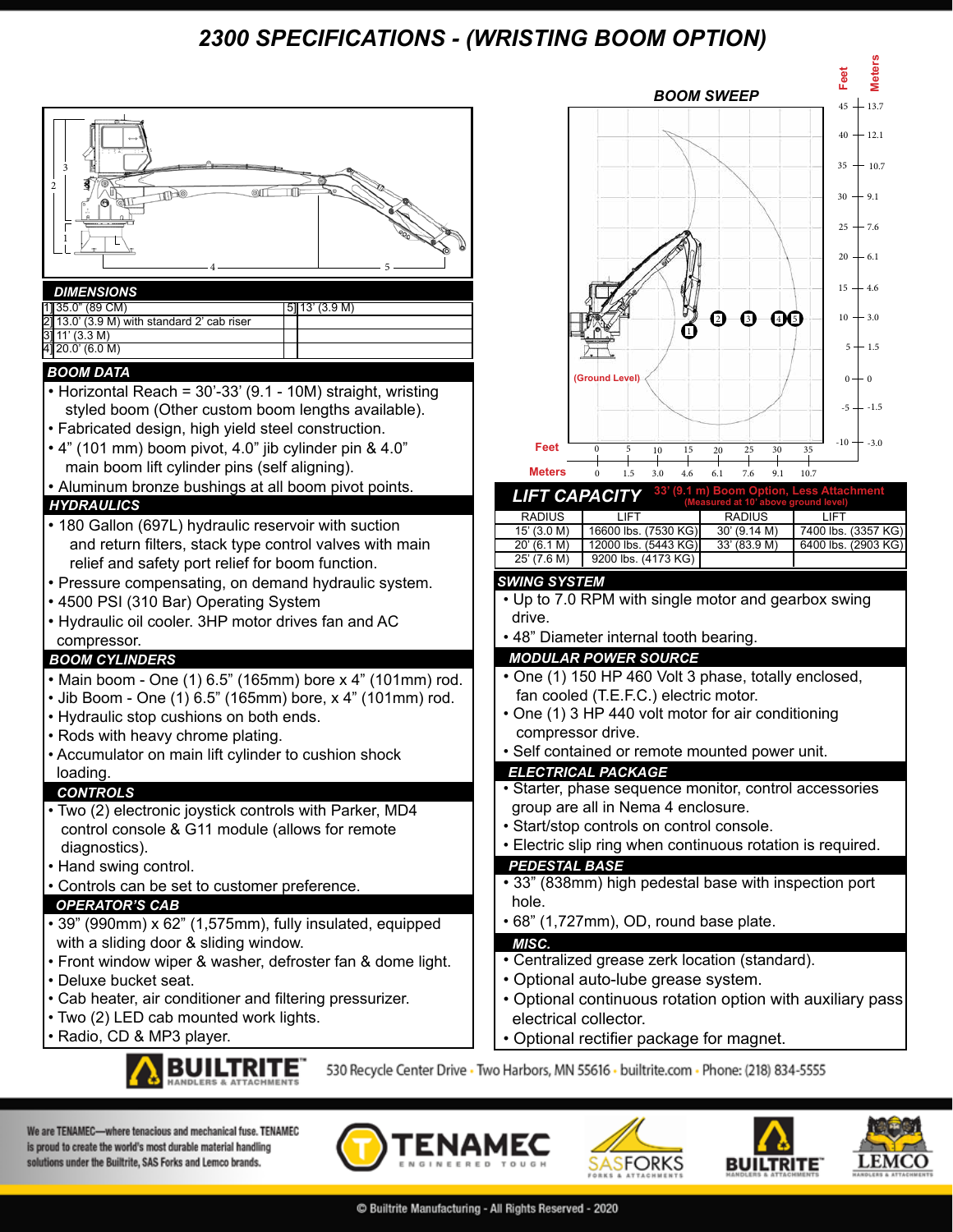# 2300 SPECIFICATIONS - (WRISTING BOOM OPTION)

## DIMENSIONS

| | | | |
|---|---|---|---|
| 1 | 35.0" (89 CM) | 5 | 13' (3.9 M) |
| 2 | 13.0' (3.9 M) with standard 2' cab riser | | |
| 3 | 11' (3.3 M) | | |
| 4 | 20.0' (6.0 M) | | |

## BOOM DATA

- Horizontal Reach = 30'-33' (9.1 - 10M) straight, wristing styled boom (Other custom boom lengths available).
- Fabricated design, high yield steel construction.
- 4" (101 mm) boom pivot, 4.0" jib cylinder pin & 4.0" main boom lift cylinder pins (self aligning).
- Aluminum bronze bushings at all boom pivot points.

## HYDRAULICS

- 180 Gallon (697L) hydraulic reservoir with suction and return filters, stack type control valves with main relief and safety port relief for boom function.
- Pressure compensating, on demand hydraulic system.
- 4500 PSI (310 Bar) Operating System
- Hydraulic oil cooler. 3HP motor drives fan and AC compressor.

## BOOM CYLINDERS

- Main boom - One (1) 6.5" (165mm) bore x 4" (101mm) rod.
- Jib Boom - One (1) 6.5" (165mm) bore, x 4" (101mm) rod.
- Hydraulic stop cushions on both ends.
- Rods with heavy chrome plating.
- Accumulator on main lift cylinder to cushion shock loading.

## CONTROLS

- Two (2) electronic joystick controls with Parker, MD4 control console & G11 module (allows for remote diagnostics).
- Hand swing control.
- Controls can be set to customer preference.

## OPERATOR'S CAB

- 39" (990mm) x 62" (1,575mm), fully insulated, equipped with a sliding door & sliding window.
- Front window wiper & washer, defroster fan & dome light.
- Deluxe bucket seat.
- Cab heater, air conditioner and filtering pressurizer.
- Two (2) LED cab mounted work lights.
- Radio, CD & MP3 player.

## BOOM SWEEP

Feet: 45, 40, 35, 30, 25, 20, 15, 10, 5, 0, -5, -10
Meters: 13.7, 12.1, 10.7, 9.1, 7.6, 6.1, 4.6, 3.0, 1.5, 0, -1.5, -3.0
(Ground Level)
Feet: 0, 5, 10, 15, 20, 25, 30, 35
Meters: 0, 1.5, 3.0, 4.6, 6.1, 7.6, 9.1, 10.7

## LIFT CAPACITY

33' (9.1 m) Boom Option, Less Attachment
(Measured at 10' above ground level)

| RADIUS | LIFT | RADIUS | LIFT |
|---|---|---|---|
| 15' (3.0 M) | 16600 lbs. (7530 KG) | 30' (9.14 M) | 7400 lbs. (3357 KG) |
| 20' (6.1 M) | 12000 lbs. (5443 KG) | 33' (83.9 M) | 6400 lbs. (2903 KG) |
| 25' (7.6 M) | 9200 lbs. (4173 KG) | | |

## SWING SYSTEM

- Up to 7.0 RPM with single motor and gearbox swing drive.
- 48" Diameter internal tooth bearing.

## MODULAR POWER SOURCE

- One (1) 150 HP 460 Volt 3 phase, totally enclosed, fan cooled (T.E.F.C.) electric motor.
- One (1) 3 HP 440 volt motor for air conditioning compressor drive.
- Self contained or remote mounted power unit.

## ELECTRICAL PACKAGE

- Starter, phase sequence monitor, control accessories group are all in Nema 4 enclosure.
- Start/stop controls on control console.
- Electric slip ring when continuous rotation is required.

## PEDESTAL BASE

- 33" (838mm) high pedestal base with inspection port hole.
- 68" (1,727mm), OD, round base plate.

## MISC.

- Centralized grease zerk location (standard).
- Optional auto-lube grease system.
- Optional continuous rotation option with auxiliary pass electrical collector.
- Optional rectifier package for magnet.

BUILTRITE HANDLERS & ATTACHMENTS — 530 Recycle Center Drive · Two Harbors, MN 55616 · builtrite.com · Phone: (218) 834-5555

We are TENAMEC—where tenacious and mechanical fuse. TENAMEC is proud to create the world's most durable material handling solutions under the Builtrite, SAS Forks and Lemco brands.

TENAMEC ENGINEERED TOUGH · SASFORKS · BUILTRITE · LEMCO

© Builtrite Manufacturing - All Rights Reserved - 2020